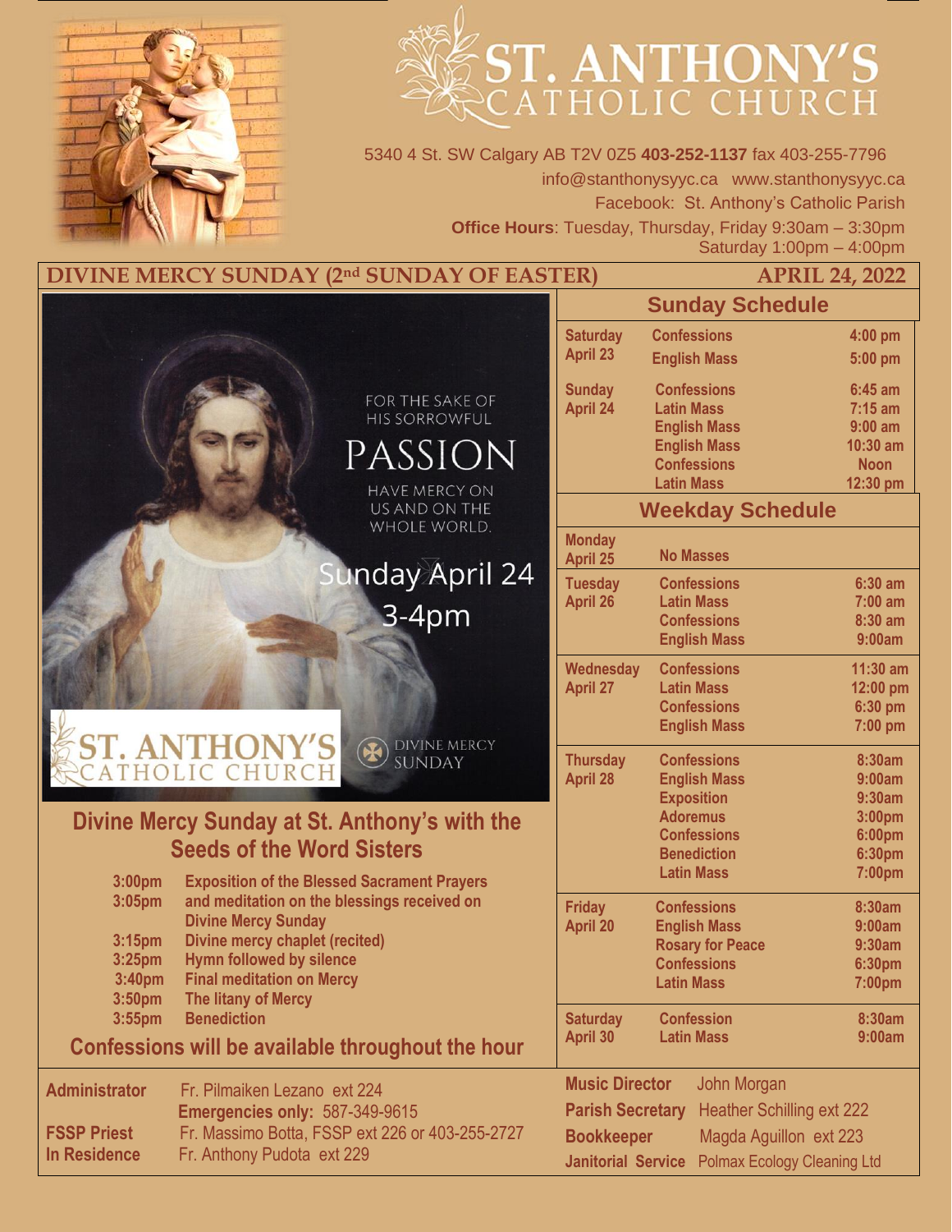# ST. ANTHONY'S CATHOLIC CHURCH

5340 4 St. SW Calgary AB T2V 0Z5 **403-252-1137** fax 403-255-7796
info@stanthonysyyc.ca www.stanthonysyyc.ca
Facebook: St. Anthony's Catholic Parish
**Office Hours**: Tuesday, Thursday, Friday 9:30am – 3:30pm
Saturday 1:00pm – 4:00pm

## DIVINE MERCY SUNDAY (2nd SUNDAY OF EASTER) — APRIL 24, 2022

FOR THE SAKE OF HIS SORROWFUL PASSION HAVE MERCY ON US AND ON THE WHOLE WORLD.

Sunday April 24
3-4pm

ST. ANTHONY'S CATHOLIC CHURCH — DIVINE MERCY SUNDAY

### Divine Mercy Sunday at St. Anthony's with the Seeds of the Word Sisters

| | |
|---|---|
| 3:00pm | Exposition of the Blessed Sacrament Prayers |
| 3:05pm | and meditation on the blessings received on Divine Mercy Sunday |
| 3:15pm | Divine mercy chaplet (recited) |
| 3:25pm | Hymn followed by silence |
| 3:40pm | Final meditation on Mercy |
| 3:50pm | The litany of Mercy |
| 3:55pm | Benediction |

**Confessions will be available throughout the hour**

### Sunday Schedule

| Day | Service | Time |
|---|---|---|
| Saturday April 23 | Confessions | 4:00 pm |
| | English Mass | 5:00 pm |
| Sunday April 24 | Confessions | 6:45 am |
| | Latin Mass | 7:15 am |
| | English Mass | 9:00 am |
| | English Mass | 10:30 am |
| | Confessions | Noon |
| | Latin Mass | 12:30 pm |

### Weekday Schedule

| Day | Service | Time |
|---|---|---|
| Monday April 25 | No Masses | |
| Tuesday April 26 | Confessions | 6:30 am |
| | Latin Mass | 7:00 am |
| | Confessions | 8:30 am |
| | English Mass | 9:00am |
| Wednesday April 27 | Confessions | 11:30 am |
| | Latin Mass | 12:00 pm |
| | Confessions | 6:30 pm |
| | English Mass | 7:00 pm |
| Thursday April 28 | Confessions | 8:30am |
| | English Mass | 9:00am |
| | Exposition | 9:30am |
| | Adoremus | 3:00pm |
| | Confessions | 6:00pm |
| | Benediction | 6:30pm |
| | Latin Mass | 7:00pm |
| Friday April 20 | Confessions | 8:30am |
| | English Mass | 9:00am |
| | Rosary for Peace | 9:30am |
| | Confessions | 6:30pm |
| | Latin Mass | 7:00pm |
| Saturday April 30 | Confession | 8:30am |
| | Latin Mass | 9:00am |

**Administrator** Fr. Pilmaiken Lezano ext 224
**Emergencies only:** 587-349-9615
**FSSP Priest** Fr. Massimo Botta, FSSP ext 226 or 403-255-2727
**In Residence** Fr. Anthony Pudota ext 229

**Music Director** John Morgan
**Parish Secretary** Heather Schilling ext 222
**Bookkeeper** Magda Aguillon ext 223
**Janitorial Service** Polmax Ecology Cleaning Ltd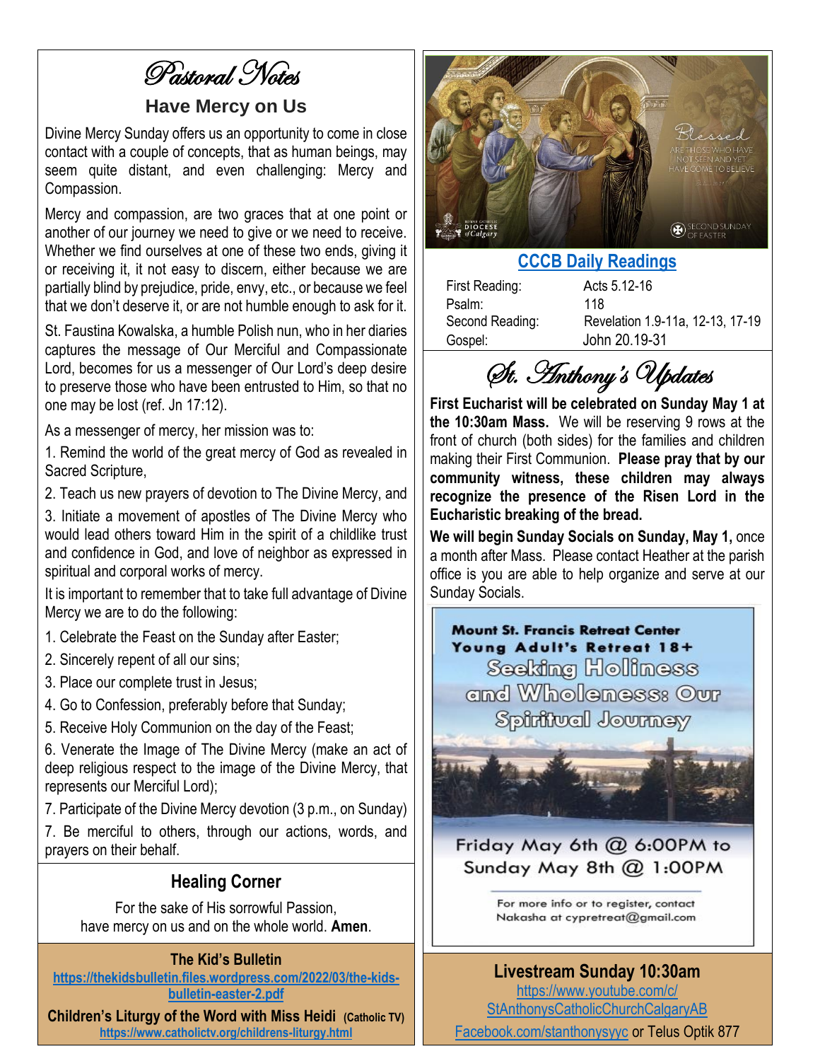# Pastoral Notes

## Have Mercy on Us

Divine Mercy Sunday offers us an opportunity to come in close contact with a couple of concepts, that as human beings, may seem quite distant, and even challenging: Mercy and Compassion.

Mercy and compassion, are two graces that at one point or another of our journey we need to give or we need to receive. Whether we find ourselves at one of these two ends, giving it or receiving it, it not easy to discern, either because we are partially blind by prejudice, pride, envy, etc., or because we feel that we don't deserve it, or are not humble enough to ask for it.

St. Faustina Kowalska, a humble Polish nun, who in her diaries captures the message of Our Merciful and Compassionate Lord, becomes for us a messenger of Our Lord's deep desire to preserve those who have been entrusted to Him, so that no one may be lost (ref. Jn 17:12).

As a messenger of mercy, her mission was to:

1. Remind the world of the great mercy of God as revealed in Sacred Scripture,
2. Teach us new prayers of devotion to The Divine Mercy, and
3. Initiate a movement of apostles of The Divine Mercy who would lead others toward Him in the spirit of a childlike trust and confidence in God, and love of neighbor as expressed in spiritual and corporal works of mercy.

It is important to remember that to take full advantage of Divine Mercy we are to do the following:

1. Celebrate the Feast on the Sunday after Easter;
2. Sincerely repent of all our sins;
3. Place our complete trust in Jesus;
4. Go to Confession, preferably before that Sunday;
5. Receive Holy Communion on the day of the Feast;
6. Venerate the Image of The Divine Mercy (make an act of deep religious respect to the image of the Divine Mercy, that represents our Merciful Lord);
7. Participate of the Divine Mercy devotion (3 p.m., on Sunday)
7. Be merciful to others, through our actions, words, and prayers on their behalf.

## Healing Corner

For the sake of His sorrowful Passion,
have mercy on us and on the whole world. **Amen**.

**The Kid's Bulletin**
https://thekidsbulletin.files.wordpress.com/2022/03/the-kids-bulletin-easter-2.pdf

**Children's Liturgy of the Word with Miss Heidi** (Catholic TV)
https://www.catholictv.org/childrens-liturgy.html

## CCCB Daily Readings

| | |
|---|---|
| First Reading: | Acts 5.12-16 |
| Psalm: | 118 |
| Second Reading: | Revelation 1.9-11a, 12-13, 17-19 |
| Gospel: | John 20.19-31 |

# St. Anthony's Updates

**First Eucharist will be celebrated on Sunday May 1 at the 10:30am Mass.** We will be reserving 9 rows at the front of church (both sides) for the families and children making their First Communion. **Please pray that by our community witness, these children may always recognize the presence of the Risen Lord in the Eucharistic breaking of the bread.**

**We will begin Sunday Socials on Sunday, May 1,** once a month after Mass. Please contact Heather at the parish office is you are able to help organize and serve at our Sunday Socials.

**Mount St. Francis Retreat Center**
**Young Adult's Retreat 18+**
**Seeking Holiness and Wholeness: Our Spiritual Journey**

Friday May 6th @ 6:00PM to Sunday May 8th @ 1:00PM

For more info or to register, contact Nakasha at cypretreat@gmail.com

## Livestream Sunday 10:30am

https://www.youtube.com/c/StAnthonysCatholicChurchCalgaryAB
Facebook.com/stanthonysyyc or Telus Optik 877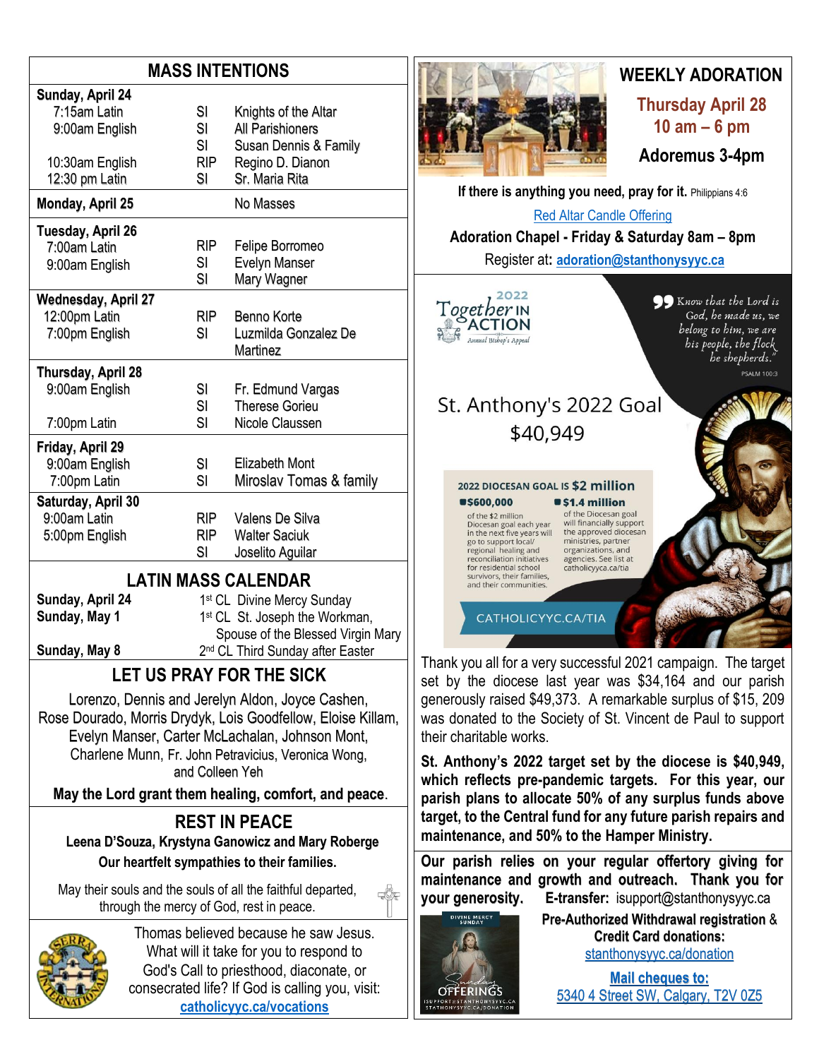## MASS INTENTIONS

| | | |
|---|---|---|
| **Sunday, April 24** | | |
| 7:15am Latin | SI | Knights of the Altar |
| 9:00am English | SI | All Parishioners |
| | SI | Susan Dennis & Family |
| 10:30am English | RIP | Regino D. Dianon |
| 12:30 pm Latin | SI | Sr. Maria Rita |
| **Monday, April 25** | | No Masses |
| **Tuesday, April 26** | | |
| 7:00am Latin | RIP | Felipe Borromeo |
| 9:00am English | SI | Evelyn Manser |
| | SI | Mary Wagner |
| **Wednesday, April 27** | | |
| 12:00pm Latin | RIP | Benno Korte |
| 7:00pm English | SI | Luzmilda Gonzalez De Martinez |
| **Thursday, April 28** | | |
| 9:00am English | SI | Fr. Edmund Vargas |
| | SI | Therese Gorieu |
| 7:00pm Latin | SI | Nicole Claussen |
| **Friday, April 29** | | |
| 9:00am English | SI | Elizabeth Mont |
| 7:00pm Latin | SI | Miroslav Tomas & family |
| **Saturday, April 30** | | |
| 9:00am Latin | RIP | Valens De Silva |
| 5:00pm English | RIP | Walter Saciuk |
| | SI | Joselito Aguilar |

## LATIN MASS CALENDAR

| | |
|---|---|
| **Sunday, April 24** | 1st CL Divine Mercy Sunday |
| **Sunday, May 1** | 1st CL St. Joseph the Workman, Spouse of the Blessed Virgin Mary |
| **Sunday, May 8** | 2nd CL Third Sunday after Easter |

## LET US PRAY FOR THE SICK

Lorenzo, Dennis and Jerelyn Aldon, Joyce Cashen, Rose Dourado, Morris Drydyk, Lois Goodfellow, Eloise Killam, Evelyn Manser, Carter McLachalan, Johnson Mont, Charlene Munn, Fr. John Petravicius, Veronica Wong, and Colleen Yeh

**May the Lord grant them healing, comfort, and peace.**

## REST IN PEACE

**Leena D'Souza, Krystyna Ganowicz and Mary Roberge**

**Our heartfelt sympathies to their families.**

May their souls and the souls of all the faithful departed, through the mercy of God, rest in peace.

Thomas believed because he saw Jesus. What will it take for you to respond to God's Call to priesthood, diaconate, or consecrated life? If God is calling you, visit: **catholicyyc.ca/vocations**

## WEEKLY ADORATION

**Thursday April 28**
**10 am – 6 pm**

**Adoremus 3-4pm**

**If there is anything you need, pray for it.** Philippians 4:6

Red Altar Candle Offering

**Adoration Chapel - Friday & Saturday 8am – 8pm**

Register at: **adoration@stanthonysyyc.ca**

2022 Together IN ACTION — Annual Bishop's Appeal

"Know that the Lord is God, he made us, we belong to him, we are his people, the flock be shepherds." PSALM 100:3

St. Anthony's 2022 Goal
$40,949

2022 DIOCESAN GOAL IS **$2 million**

**$600,000** of the $2 million Diocesan goal each year in the next five years will go to support local/regional healing and reconciliation initiatives for residential school survivors, their families, and their communities.

**$1.4 million** of the Diocesan goal will financially support the approved diocesan ministries, partner organizations, and agencies. See list at catholicyyc.ca/tia

CATHOLICYYC.CA/TIA

Thank you all for a very successful 2021 campaign. The target set by the diocese last year was $34,164 and our parish generously raised $49,373. A remarkable surplus of $15, 209 was donated to the Society of St. Vincent de Paul to support their charitable works.

**St. Anthony's 2022 target set by the diocese is $40,949, which reflects pre-pandemic targets. For this year, our parish plans to allocate 50% of any surplus funds above target, to the Central fund for any future parish repairs and maintenance, and 50% to the Hamper Ministry.**

**Our parish relies on your regular offertory giving for maintenance and growth and outreach. Thank you for your generosity.** **E-transfer:** isupport@stanthonysyyc.ca

**Pre-Authorized Withdrawal registration & Credit Card donations:**
stanthonysyyc.ca/donation

**Mail cheques to:**
5340 4 Street SW, Calgary, T2V 0Z5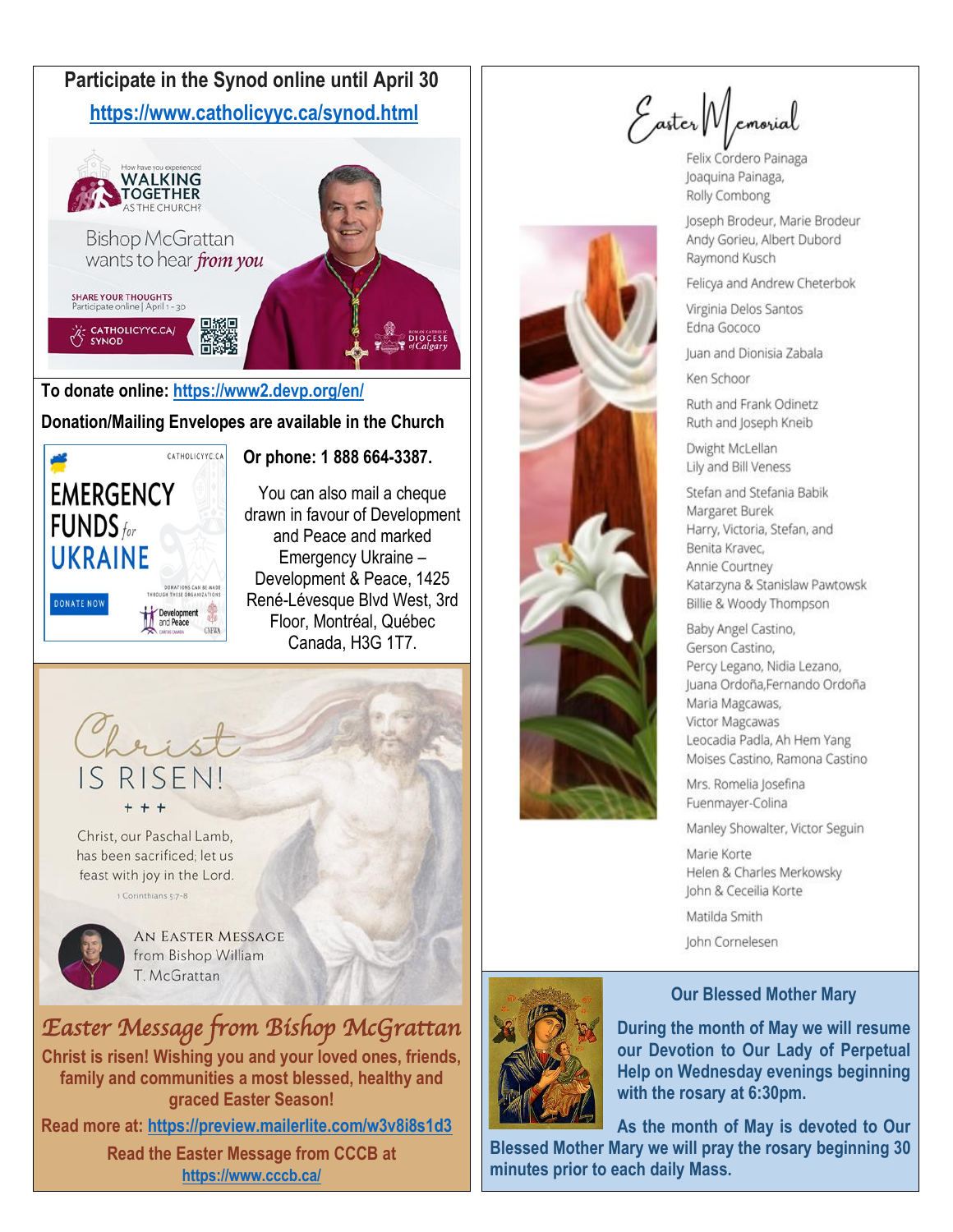## Participate in the Synod online until April 30

**https://www.catholicyyc.ca/synod.html**

How have you experienced WALKING TOGETHER AS THE CHURCH?

Bishop McGrattan wants to hear *from you*

SHARE YOUR THOUGHTS
Participate online | April 1 - 30

CATHOLICYYC.CA/SYNOD

ROMAN CATHOLIC DIOCESE of Calgary

**To donate online: https://www2.devp.org/en/**

**Donation/Mailing Envelopes are available in the Church**

CATHOLICYYC.CA

EMERGENCY FUNDS for UKRAINE

DONATE NOW

DONATIONS CAN BE MADE THROUGH THESE ORGANIZATIONS

Development and Peace — CNEWA

**Or phone: 1 888 664-3387.**

You can also mail a cheque drawn in favour of Development and Peace and marked Emergency Ukraine – Development & Peace, 1425 René-Lévesque Blvd West, 3rd Floor, Montréal, Québec Canada, H3G 1T7.

Christ IS RISEN!

+ + +

Christ, our Paschal Lamb, has been sacrificed; let us feast with joy in the Lord.

1 Corinthians 5:7-8

AN EASTER MESSAGE from Bishop William T. McGrattan

## *Easter Message from Bishop McGrattan*

**Christ is risen! Wishing you and your loved ones, friends, family and communities a most blessed, healthy and graced Easter Season!**

**Read more at: https://preview.mailerlite.com/w3v8i8s1d3**

**Read the Easter Message from CCCB at https://www.cccb.ca/**

## Easter Memorial

Felix Cordero Painaga
Joaquina Painaga,
Rolly Combong

Joseph Brodeur, Marie Brodeur
Andy Gorieu, Albert Dubord
Raymond Kusch

Felicya and Andrew Cheterbok

Virginia Delos Santos
Edna Gococo

Juan and Dionisia Zabala

Ken Schoor

Ruth and Frank Odinetz
Ruth and Joseph Kneib

Dwight McLellan
Lily and Bill Veness

Stefan and Stefania Babik
Margaret Burek
Harry, Victoria, Stefan, and Benita Kravec,
Annie Courtney
Katarzyna & Stanislaw Pawtowsk
Billie & Woody Thompson

Baby Angel Castino,
Gerson Castino,
Percy Legano, Nidia Lezano,
Juana Ordoña,Fernando Ordoña
Maria Magcawas,
Victor Magcawas
Leocadia Padla, Ah Hem Yang
Moises Castino, Ramona Castino

Mrs. Romelia Josefina Fuenmayer-Colina

Manley Showalter, Victor Seguin

Marie Korte
Helen & Charles Merkowsky
John & Ceceilia Korte

Matilda Smith

John Cornelesen

## Our Blessed Mother Mary

**During the month of May we will resume our Devotion to Our Lady of Perpetual Help on Wednesday evenings beginning with the rosary at 6:30pm.**

**As the month of May is devoted to Our Blessed Mother Mary we will pray the rosary beginning 30 minutes prior to each daily Mass.**